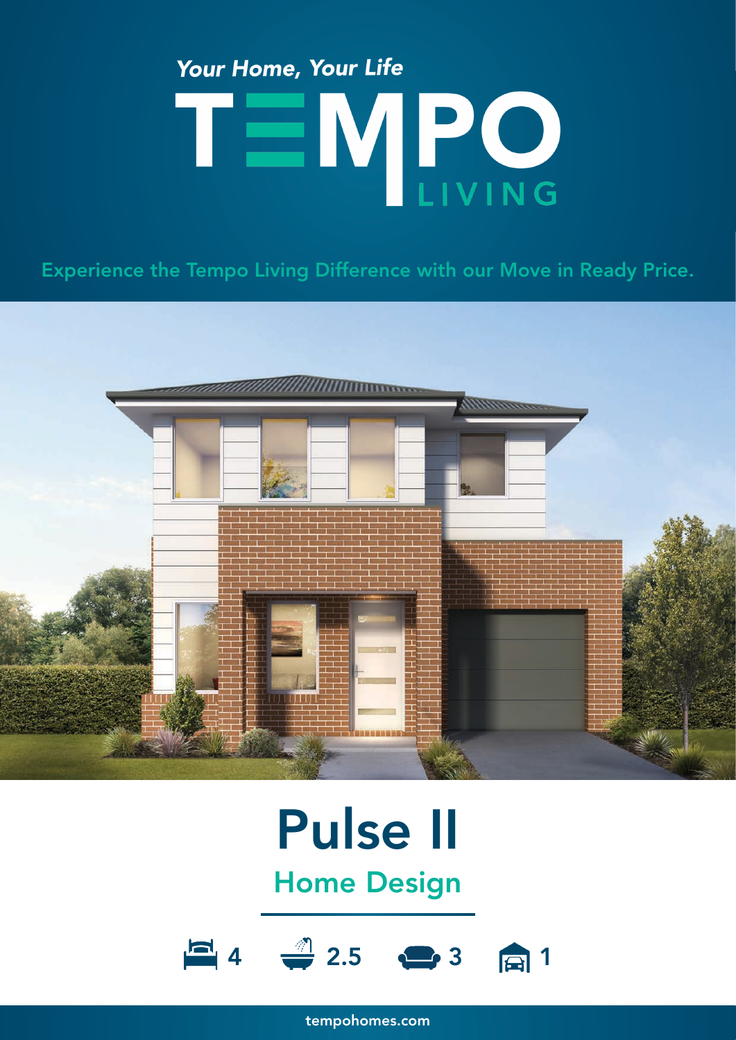*Your Home, Your Life*

# TEMPO LIVING

Experience the Tempo Living Difference with our Move in Ready Price.

# Pulse II

## Home Design

4 | 2.5 | 3 | 1

tempohomes.com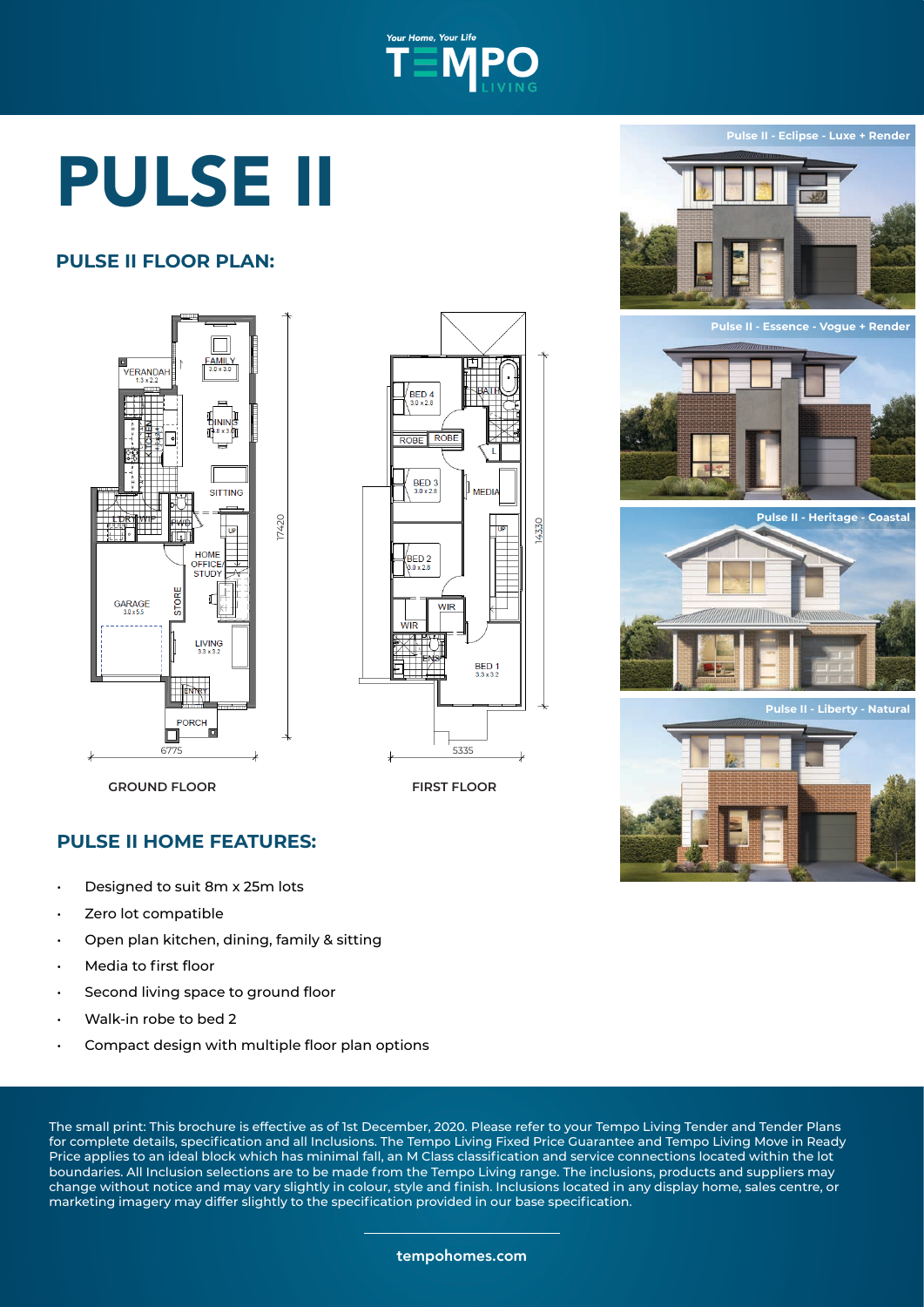Your Home, Your Life
TEMPO LIVING

# PULSE II

## PULSE II FLOOR PLAN:

GROUND FLOOR

FIRST FLOOR

Pulse II - Eclipse - Luxe + Render

Pulse II - Essence - Vogue + Render

Pulse II - Heritage - Coastal

Pulse II - Liberty - Natural

## PULSE II HOME FEATURES:

- Designed to suit 8m x 25m lots
- Zero lot compatible
- Open plan kitchen, dining, family & sitting
- Media to first floor
- Second living space to ground floor
- Walk-in robe to bed 2
- Compact design with multiple floor plan options

The small print: This brochure is effective as of 1st December, 2020. Please refer to your Tempo Living Tender and Tender Plans for complete details, specification and all Inclusions. The Tempo Living Fixed Price Guarantee and Tempo Living Move in Ready Price applies to an ideal block which has minimal fall, an M Class classification and service connections located within the lot boundaries. All Inclusion selections are to be made from the Tempo Living range. The inclusions, products and suppliers may change without notice and may vary slightly in colour, style and finish. Inclusions located in any display home, sales centre, or marketing imagery may differ slightly to the specification provided in our base specification.

tempohomes.com